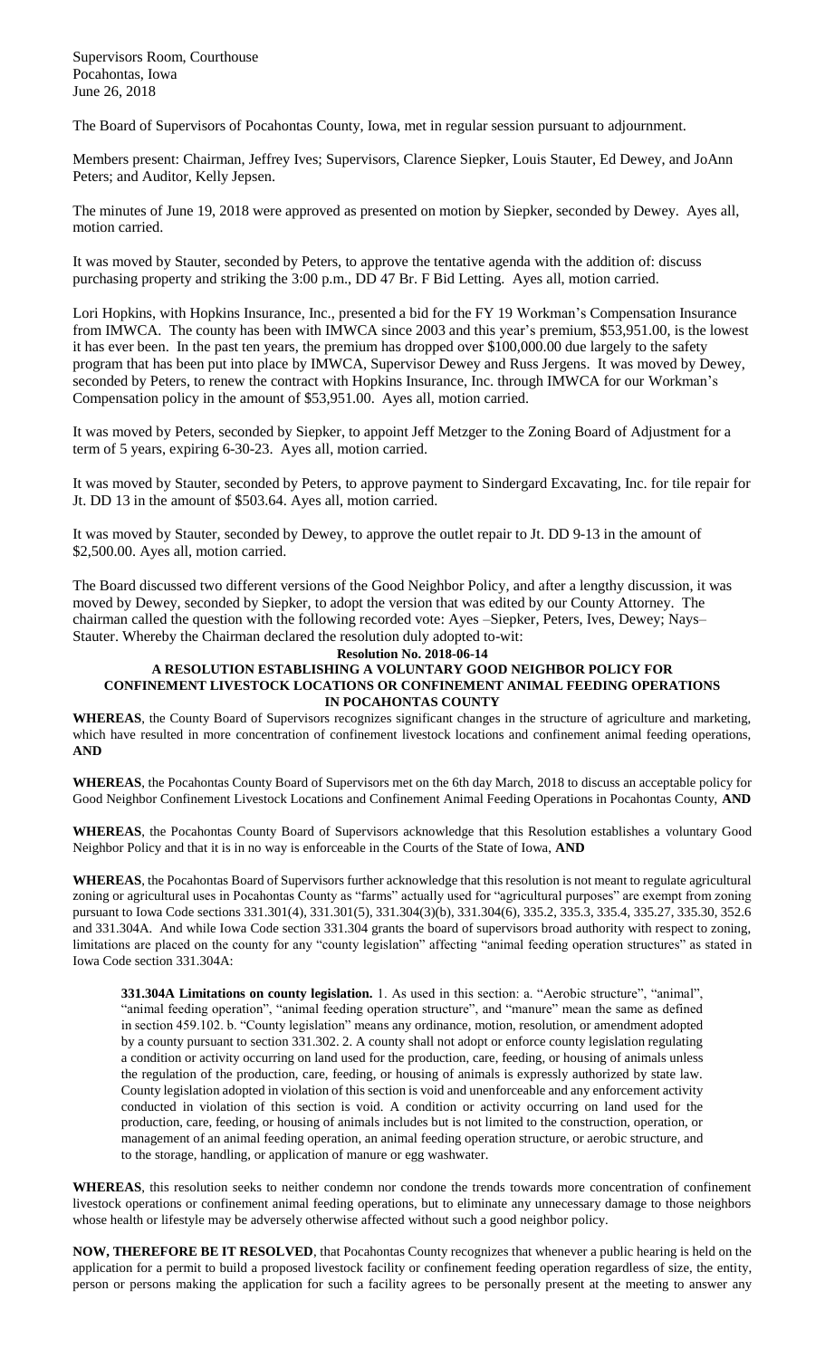Supervisors Room, Courthouse
Pocahontas, Iowa
June 26, 2018

The Board of Supervisors of Pocahontas County, Iowa, met in regular session pursuant to adjournment.

Members present: Chairman, Jeffrey Ives; Supervisors, Clarence Siepker, Louis Stauter, Ed Dewey, and JoAnn Peters; and Auditor, Kelly Jepsen.

The minutes of June 19, 2018 were approved as presented on motion by Siepker, seconded by Dewey. Ayes all, motion carried.

It was moved by Stauter, seconded by Peters, to approve the tentative agenda with the addition of: discuss purchasing property and striking the 3:00 p.m., DD 47 Br. F Bid Letting. Ayes all, motion carried.

Lori Hopkins, with Hopkins Insurance, Inc., presented a bid for the FY 19 Workman's Compensation Insurance from IMWCA. The county has been with IMWCA since 2003 and this year's premium, $53,951.00, is the lowest it has ever been. In the past ten years, the premium has dropped over $100,000.00 due largely to the safety program that has been put into place by IMWCA, Supervisor Dewey and Russ Jergens. It was moved by Dewey, seconded by Peters, to renew the contract with Hopkins Insurance, Inc. through IMWCA for our Workman's Compensation policy in the amount of $53,951.00. Ayes all, motion carried.

It was moved by Peters, seconded by Siepker, to appoint Jeff Metzger to the Zoning Board of Adjustment for a term of 5 years, expiring 6-30-23. Ayes all, motion carried.

It was moved by Stauter, seconded by Peters, to approve payment to Sindergard Excavating, Inc. for tile repair for Jt. DD 13 in the amount of $503.64. Ayes all, motion carried.

It was moved by Stauter, seconded by Dewey, to approve the outlet repair to Jt. DD 9-13 in the amount of $2,500.00. Ayes all, motion carried.

The Board discussed two different versions of the Good Neighbor Policy, and after a lengthy discussion, it was moved by Dewey, seconded by Siepker, to adopt the version that was edited by our County Attorney. The chairman called the question with the following recorded vote: Ayes –Siepker, Peters, Ives, Dewey; Nays– Stauter. Whereby the Chairman declared the resolution duly adopted to-wit:

**Resolution No. 2018-06-14**

**A RESOLUTION ESTABLISHING A VOLUNTARY GOOD NEIGHBOR POLICY FOR CONFINEMENT LIVESTOCK LOCATIONS OR CONFINEMENT ANIMAL FEEDING OPERATIONS IN POCAHONTAS COUNTY**

**WHEREAS**, the County Board of Supervisors recognizes significant changes in the structure of agriculture and marketing, which have resulted in more concentration of confinement livestock locations and confinement animal feeding operations, **AND**

**WHEREAS**, the Pocahontas County Board of Supervisors met on the 6th day March, 2018 to discuss an acceptable policy for Good Neighbor Confinement Livestock Locations and Confinement Animal Feeding Operations in Pocahontas County, **AND**

**WHEREAS**, the Pocahontas County Board of Supervisors acknowledge that this Resolution establishes a voluntary Good Neighbor Policy and that it is in no way is enforceable in the Courts of the State of Iowa, **AND**

**WHEREAS**, the Pocahontas Board of Supervisors further acknowledge that this resolution is not meant to regulate agricultural zoning or agricultural uses in Pocahontas County as "farms" actually used for "agricultural purposes" are exempt from zoning pursuant to Iowa Code sections 331.301(4), 331.301(5), 331.304(3)(b), 331.304(6), 335.2, 335.3, 335.4, 335.27, 335.30, 352.6 and 331.304A. And while Iowa Code section 331.304 grants the board of supervisors broad authority with respect to zoning, limitations are placed on the county for any "county legislation" affecting "animal feeding operation structures" as stated in Iowa Code section 331.304A:

> **331.304A Limitations on county legislation.** 1. As used in this section: a. "Aerobic structure", "animal", "animal feeding operation", "animal feeding operation structure", and "manure" mean the same as defined in section 459.102. b. "County legislation" means any ordinance, motion, resolution, or amendment adopted by a county pursuant to section 331.302. 2. A county shall not adopt or enforce county legislation regulating a condition or activity occurring on land used for the production, care, feeding, or housing of animals unless the regulation of the production, care, feeding, or housing of animals is expressly authorized by state law. County legislation adopted in violation of this section is void and unenforceable and any enforcement activity conducted in violation of this section is void. A condition or activity occurring on land used for the production, care, feeding, or housing of animals includes but is not limited to the construction, operation, or management of an animal feeding operation, an animal feeding operation structure, or aerobic structure, and to the storage, handling, or application of manure or egg washwater.

**WHEREAS**, this resolution seeks to neither condemn nor condone the trends towards more concentration of confinement livestock operations or confinement animal feeding operations, but to eliminate any unnecessary damage to those neighbors whose health or lifestyle may be adversely otherwise affected without such a good neighbor policy.

**NOW, THEREFORE BE IT RESOLVED**, that Pocahontas County recognizes that whenever a public hearing is held on the application for a permit to build a proposed livestock facility or confinement feeding operation regardless of size, the entity, person or persons making the application for such a facility agrees to be personally present at the meeting to answer any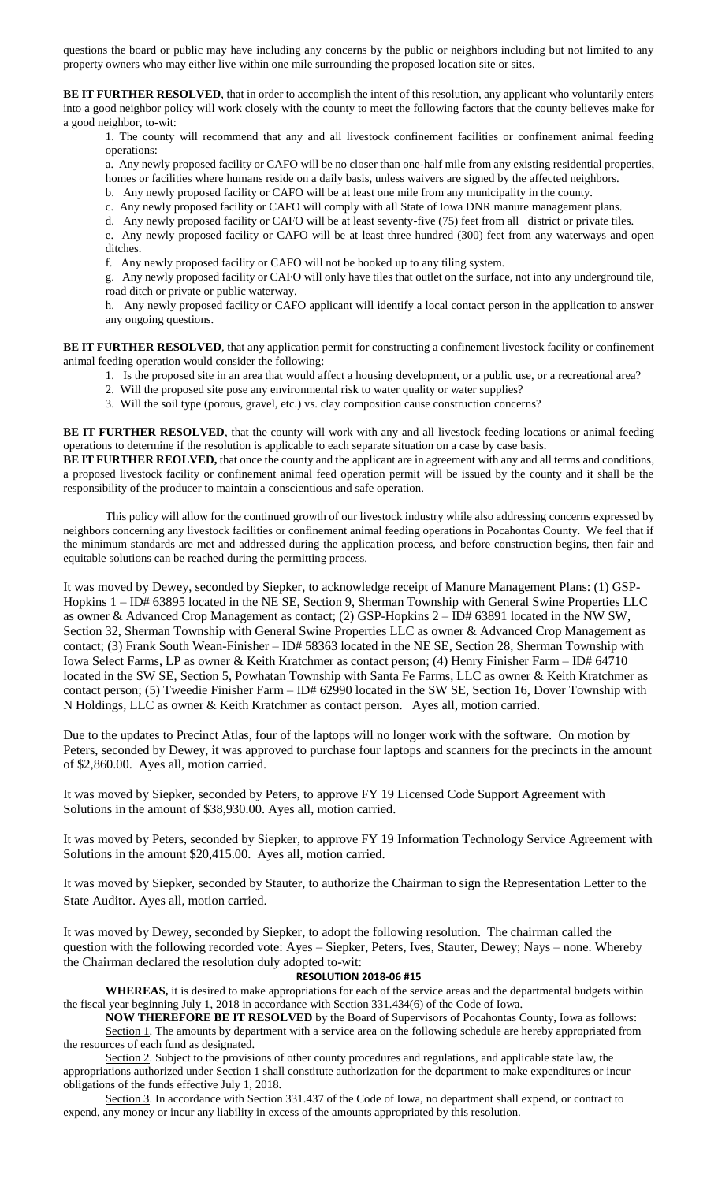questions the board or public may have including any concerns by the public or neighbors including but not limited to any property owners who may either live within one mile surrounding the proposed location site or sites.

**BE IT FURTHER RESOLVED**, that in order to accomplish the intent of this resolution, any applicant who voluntarily enters into a good neighbor policy will work closely with the county to meet the following factors that the county believes make for a good neighbor, to-wit:

1. The county will recommend that any and all livestock confinement facilities or confinement animal feeding operations:

a. Any newly proposed facility or CAFO will be no closer than one-half mile from any existing residential properties, homes or facilities where humans reside on a daily basis, unless waivers are signed by the affected neighbors.

b. Any newly proposed facility or CAFO will be at least one mile from any municipality in the county.

c. Any newly proposed facility or CAFO will comply with all State of Iowa DNR manure management plans.

d. Any newly proposed facility or CAFO will be at least seventy-five (75) feet from all district or private tiles.

e. Any newly proposed facility or CAFO will be at least three hundred (300) feet from any waterways and open ditches.

f. Any newly proposed facility or CAFO will not be hooked up to any tiling system.

g. Any newly proposed facility or CAFO will only have tiles that outlet on the surface, not into any underground tile, road ditch or private or public waterway.

h. Any newly proposed facility or CAFO applicant will identify a local contact person in the application to answer any ongoing questions.

**BE IT FURTHER RESOLVED**, that any application permit for constructing a confinement livestock facility or confinement animal feeding operation would consider the following:

1. Is the proposed site in an area that would affect a housing development, or a public use, or a recreational area?
2. Will the proposed site pose any environmental risk to water quality or water supplies?
3. Will the soil type (porous, gravel, etc.) vs. clay composition cause construction concerns?

**BE IT FURTHER RESOLVED**, that the county will work with any and all livestock feeding locations or animal feeding operations to determine if the resolution is applicable to each separate situation on a case by case basis.

**BE IT FURTHER REOLVED,** that once the county and the applicant are in agreement with any and all terms and conditions, a proposed livestock facility or confinement animal feed operation permit will be issued by the county and it shall be the responsibility of the producer to maintain a conscientious and safe operation.

This policy will allow for the continued growth of our livestock industry while also addressing concerns expressed by neighbors concerning any livestock facilities or confinement animal feeding operations in Pocahontas County. We feel that if the minimum standards are met and addressed during the application process, and before construction begins, then fair and equitable solutions can be reached during the permitting process.

It was moved by Dewey, seconded by Siepker, to acknowledge receipt of Manure Management Plans: (1) GSP-Hopkins 1 – ID# 63895 located in the NE SE, Section 9, Sherman Township with General Swine Properties LLC as owner & Advanced Crop Management as contact; (2) GSP-Hopkins 2 – ID# 63891 located in the NW SW, Section 32, Sherman Township with General Swine Properties LLC as owner & Advanced Crop Management as contact; (3) Frank South Wean-Finisher – ID# 58363 located in the NE SE, Section 28, Sherman Township with Iowa Select Farms, LP as owner & Keith Kratchmer as contact person; (4) Henry Finisher Farm – ID# 64710 located in the SW SE, Section 5, Powhatan Township with Santa Fe Farms, LLC as owner & Keith Kratchmer as contact person; (5) Tweedie Finisher Farm – ID# 62990 located in the SW SE, Section 16, Dover Township with N Holdings, LLC as owner & Keith Kratchmer as contact person. Ayes all, motion carried.

Due to the updates to Precinct Atlas, four of the laptops will no longer work with the software. On motion by Peters, seconded by Dewey, it was approved to purchase four laptops and scanners for the precincts in the amount of $2,860.00. Ayes all, motion carried.

It was moved by Siepker, seconded by Peters, to approve FY 19 Licensed Code Support Agreement with Solutions in the amount of $38,930.00. Ayes all, motion carried.

It was moved by Peters, seconded by Siepker, to approve FY 19 Information Technology Service Agreement with Solutions in the amount $20,415.00. Ayes all, motion carried.

It was moved by Siepker, seconded by Stauter, to authorize the Chairman to sign the Representation Letter to the State Auditor. Ayes all, motion carried.

It was moved by Dewey, seconded by Siepker, to adopt the following resolution. The chairman called the question with the following recorded vote: Ayes – Siepker, Peters, Ives, Stauter, Dewey; Nays – none. Whereby the Chairman declared the resolution duly adopted to-wit:

**RESOLUTION 2018-06 #15**

**WHEREAS,** it is desired to make appropriations for each of the service areas and the departmental budgets within the fiscal year beginning July 1, 2018 in accordance with Section 331.434(6) of the Code of Iowa.

**NOW THEREFORE BE IT RESOLVED** by the Board of Supervisors of Pocahontas County, Iowa as follows:

Section 1. The amounts by department with a service area on the following schedule are hereby appropriated from the resources of each fund as designated.

Section 2. Subject to the provisions of other county procedures and regulations, and applicable state law, the appropriations authorized under Section 1 shall constitute authorization for the department to make expenditures or incur obligations of the funds effective July 1, 2018.

Section 3. In accordance with Section 331.437 of the Code of Iowa, no department shall expend, or contract to expend, any money or incur any liability in excess of the amounts appropriated by this resolution.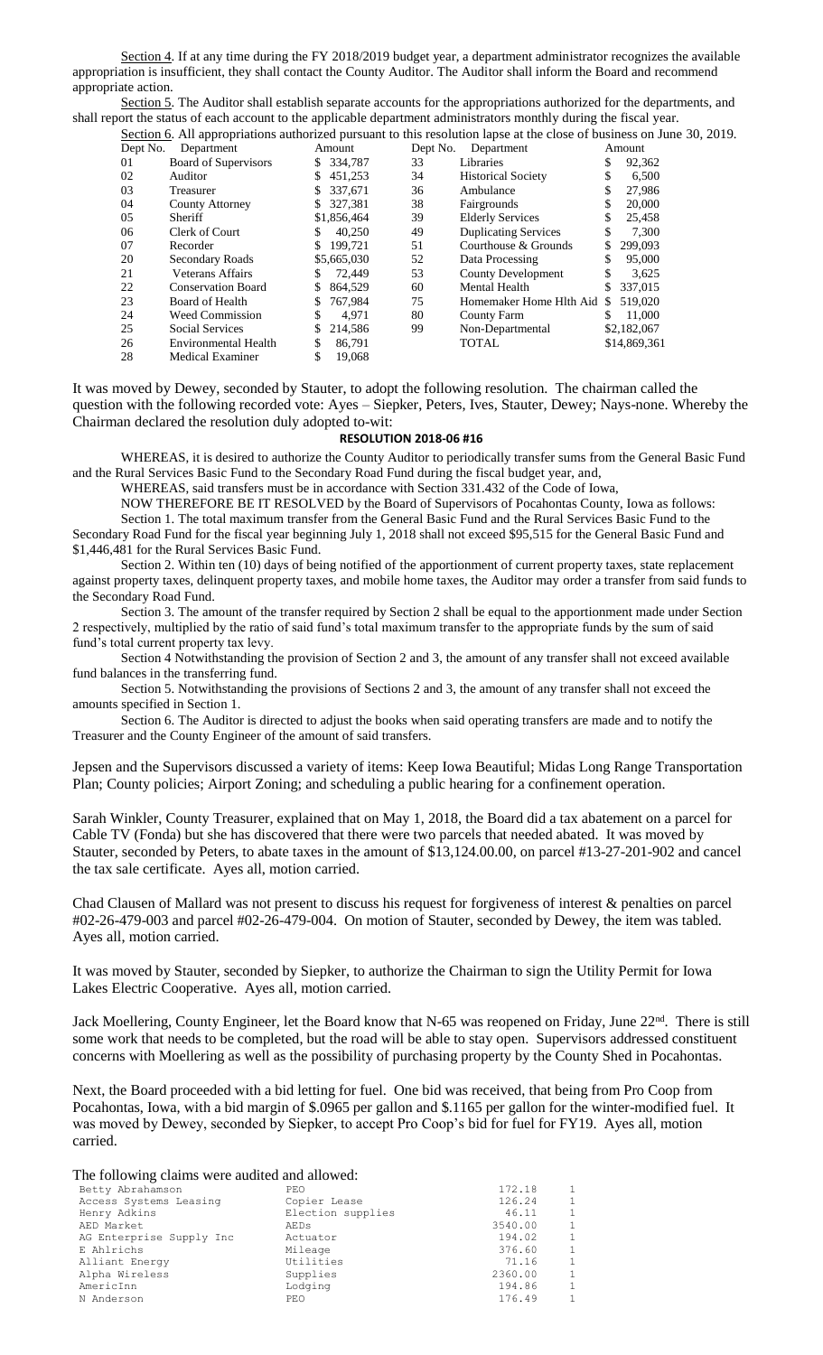Section 4. If at any time during the FY 2018/2019 budget year, a department administrator recognizes the available appropriation is insufficient, they shall contact the County Auditor. The Auditor shall inform the Board and recommend appropriate action.

Section 5. The Auditor shall establish separate accounts for the appropriations authorized for the departments, and shall report the status of each account to the applicable department administrators monthly during the fiscal year.

Section 6. All appropriations authorized pursuant to this resolution lapse at the close of business on June 30, 2019.

| Dept No. | Department | Amount | Dept No. | Department | Amount |
|---|---|---|---|---|---|
| 01 | Board of Supervisors | $ 334,787 | 33 | Libraries | $ 92,362 |
| 02 | Auditor | $ 451,253 | 34 | Historical Society | $ 6,500 |
| 03 | Treasurer | $ 337,671 | 36 | Ambulance | $ 27,986 |
| 04 | County Attorney | $ 327,381 | 38 | Fairgrounds | $ 20,000 |
| 05 | Sheriff | $1,856,464 | 39 | Elderly Services | $ 25,458 |
| 06 | Clerk of Court | $ 40,250 | 49 | Duplicating Services | $ 7,300 |
| 07 | Recorder | $ 199,721 | 51 | Courthouse & Grounds | $ 299,093 |
| 20 | Secondary Roads | $5,665,030 | 52 | Data Processing | $ 95,000 |
| 21 | Veterans Affairs | $ 72,449 | 53 | County Development | $ 3,625 |
| 22 | Conservation Board | $ 864,529 | 60 | Mental Health | $ 337,015 |
| 23 | Board of Health | $ 767,984 | 75 | Homemaker Home Hlth Aid | $ 519,020 |
| 24 | Weed Commission | $ 4,971 | 80 | County Farm | $ 11,000 |
| 25 | Social Services | $ 214,586 | 99 | Non-Departmental | $2,182,067 |
| 26 | Environmental Health | $ 86,791 | | TOTAL | $14,869,361 |
| 28 | Medical Examiner | $ 19,068 | | | |

It was moved by Dewey, seconded by Stauter, to adopt the following resolution. The chairman called the question with the following recorded vote: Ayes – Siepker, Peters, Ives, Stauter, Dewey; Nays-none. Whereby the Chairman declared the resolution duly adopted to-wit:

**RESOLUTION 2018-06 #16**

WHEREAS, it is desired to authorize the County Auditor to periodically transfer sums from the General Basic Fund and the Rural Services Basic Fund to the Secondary Road Fund during the fiscal budget year, and,

WHEREAS, said transfers must be in accordance with Section 331.432 of the Code of Iowa,

NOW THEREFORE BE IT RESOLVED by the Board of Supervisors of Pocahontas County, Iowa as follows:

Section 1. The total maximum transfer from the General Basic Fund and the Rural Services Basic Fund to the Secondary Road Fund for the fiscal year beginning July 1, 2018 shall not exceed $95,515 for the General Basic Fund and $1,446,481 for the Rural Services Basic Fund.

Section 2. Within ten (10) days of being notified of the apportionment of current property taxes, state replacement against property taxes, delinquent property taxes, and mobile home taxes, the Auditor may order a transfer from said funds to the Secondary Road Fund.

Section 3. The amount of the transfer required by Section 2 shall be equal to the apportionment made under Section 2 respectively, multiplied by the ratio of said fund's total maximum transfer to the appropriate funds by the sum of said fund's total current property tax levy.

Section 4 Notwithstanding the provision of Section 2 and 3, the amount of any transfer shall not exceed available fund balances in the transferring fund.

Section 5. Notwithstanding the provisions of Sections 2 and 3, the amount of any transfer shall not exceed the amounts specified in Section 1.

Section 6. The Auditor is directed to adjust the books when said operating transfers are made and to notify the Treasurer and the County Engineer of the amount of said transfers.

Jepsen and the Supervisors discussed a variety of items: Keep Iowa Beautiful; Midas Long Range Transportation Plan; County policies; Airport Zoning; and scheduling a public hearing for a confinement operation.

Sarah Winkler, County Treasurer, explained that on May 1, 2018, the Board did a tax abatement on a parcel for Cable TV (Fonda) but she has discovered that there were two parcels that needed abated. It was moved by Stauter, seconded by Peters, to abate taxes in the amount of $13,124.00.00, on parcel #13-27-201-902 and cancel the tax sale certificate. Ayes all, motion carried.

Chad Clausen of Mallard was not present to discuss his request for forgiveness of interest & penalties on parcel #02-26-479-003 and parcel #02-26-479-004. On motion of Stauter, seconded by Dewey, the item was tabled. Ayes all, motion carried.

It was moved by Stauter, seconded by Siepker, to authorize the Chairman to sign the Utility Permit for Iowa Lakes Electric Cooperative. Ayes all, motion carried.

Jack Moellering, County Engineer, let the Board know that N-65 was reopened on Friday, June 22nd. There is still some work that needs to be completed, but the road will be able to stay open. Supervisors addressed constituent concerns with Moellering as well as the possibility of purchasing property by the County Shed in Pocahontas.

Next, the Board proceeded with a bid letting for fuel. One bid was received, that being from Pro Coop from Pocahontas, Iowa, with a bid margin of $.0965 per gallon and $.1165 per gallon for the winter-modified fuel. It was moved by Dewey, seconded by Siepker, to accept Pro Coop's bid for fuel for FY19. Ayes all, motion carried.

The following claims were audited and allowed:

| | | | |
|---|---|---|---|
| Betty Abrahamson | PEO | 172.18 | 1 |
| Access Systems Leasing | Copier Lease | 126.24 | 1 |
| Henry Adkins | Election supplies | 46.11 | 1 |
| AED Market | AEDs | 3540.00 | 1 |
| AG Enterprise Supply Inc | Actuator | 194.02 | 1 |
| E Ahlrichs | Mileage | 376.60 | 1 |
| Alliant Energy | Utilities | 71.16 | 1 |
| Alpha Wireless | Supplies | 2360.00 | 1 |
| AmericInn | Lodging | 194.86 | 1 |
| N Anderson | PEO | 176.49 | 1 |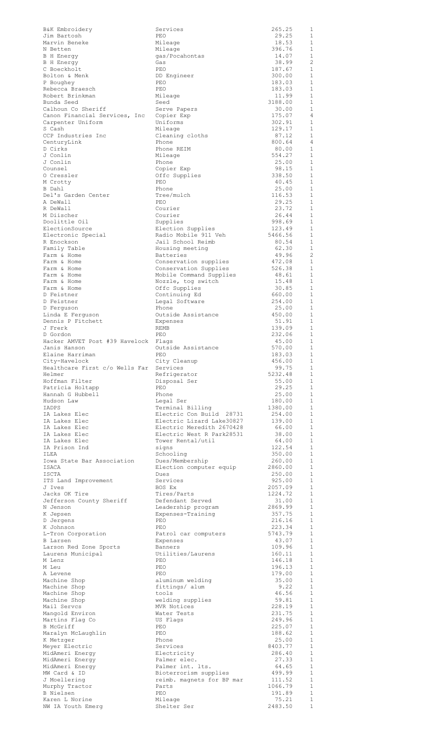| | | | |
|---|---|---|---|
| B&K Embroidery | Services | 265.25 | 1 |
| Jim Bartosh | PEO | 29.25 | 1 |
| Marvin Beneke | Mileage | 18.53 | 1 |
| N Betten | Mileage | 396.76 | 1 |
| B H Energy | gas/Pocahontas | 14.07 | 1 |
| B H Energy | Gas | 38.99 | 2 |
| C Boeckholt | PEO | 187.67 | 1 |
| Bolton & Menk | DD Engineer | 300.00 | 1 |
| P Boughey | PEO | 183.03 | 1 |
| Rebecca Braesch | PEO | 183.03 | 1 |
| Robert Brinkman | Mileage | 11.99 | 1 |
| Bunda Seed | Seed | 3188.00 | 1 |
| Calhoun Co Sheriff | Serve Papers | 30.00 | 1 |
| Canon Financial Services, Inc | Copier Exp | 175.07 | 4 |
| Carpenter Uniform | Uniforms | 302.91 | 1 |
| S Cash | Mileage | 129.17 | 1 |
| CCP Industries Inc | Cleaning cloths | 87.12 | 1 |
| CenturyLink | Phone | 800.64 | 4 |
| D Cirks | Phone REIM | 80.00 | 1 |
| J Conlin | Mileage | 554.27 | 1 |
| J Conlin | Phone | 25.00 | 1 |
| Counsel | Copier Exp | 98.15 | 1 |
| O Cressler | Offc Supplies | 338.50 | 1 |
| M Crotty | PEO | 40.45 | 1 |
| B Dahl | Phone | 25.00 | 1 |
| Del's Garden Center | Tree/mulch | 116.53 | 1 |
| A DeWall | PEO | 29.25 | 1 |
| R DeWall | Courier | 23.72 | 1 |
| M Diischer | Courier | 26.44 | 1 |
| Doolittle Oil | Supplies | 998.69 | 1 |
| ElectionSource | Election Supplies | 123.49 | 1 |
| Electronic Special | Radio Mobile 911 Veh | 5466.56 | 1 |
| R Enockson | Jail School Reimb | 80.54 | 1 |
| Family Table | Housing meeting | 62.30 | 1 |
| Farm & Home | Batteries | 49.96 | 2 |
| Farm & Home | Conservation supplies | 472.08 | 1 |
| Farm & Home | Conservation Supplies | 526.38 | 1 |
| Farm & Home | Mobile Command Supplies | 48.61 | 1 |
| Farm & Home | Nozzle, tog switch | 15.48 | 1 |
| Farm & Home | Offc Supplies | 30.85 | 1 |
| D Feistner | Continuing Ed | 660.00 | 1 |
| D Feistner | Legal Software | 254.00 | 1 |
| D Ferguson | Phone | 25.00 | 1 |
| Linda E Ferguson | Outside Assistance | 450.00 | 1 |
| Dennis P Fitchett | Expenses | 51.91 | 1 |
| J Frerk | REMB | 139.09 | 1 |
| D Gordon | PEO | 232.06 | 1 |
| Hacker AMVET Post #39 Havelock | Flags | 45.00 | 1 |
| Janis Hanson | Outside Assistance | 570.00 | 1 |
| Elaine Harriman | PEO | 183.03 | 1 |
| City-Havelock | City Cleanup | 456.00 | 1 |
| Healthcare First c/o Wells Far | Services | 99.75 | 1 |
| Helmer | Refrigerator | 5232.48 | 1 |
| Hoffman Filter | Disposal Ser | 55.00 | 1 |
| Patricia Holtapp | PEO | 29.25 | 1 |
| Hannah G Hubbell | Phone | 25.00 | 1 |
| Hudson Law | Legal Ser | 180.00 | 1 |
| IADPS | Terminal Billing | 1380.00 | 1 |
| IA Lakes Elec | Electric Con Build 28731 | 254.00 | 1 |
| IA Lakes Elec | Electric Lizard Lake30827 | 139.00 | 1 |
| IA Lakes Elec | Electric Meredith 2670428 | 66.00 | 1 |
| IA Lakes Elec | Electric West R Park28531 | 38.00 | 1 |
| IA Lakes Elec | Tower Rental/util | 64.00 | 1 |
| IA Prison Ind | signs | 122.54 | 1 |
| ILEA | Schooling | 350.00 | 1 |
| Iowa State Bar Association | Dues/Membership | 260.00 | 1 |
| ISACA | Election computer equip | 2860.00 | 1 |
| ISCTA | Dues | 250.00 | 1 |
| ITS Land Improvement | Services | 925.00 | 1 |
| J Ives | BOS Ex | 2057.09 | 1 |
| Jacks OK Tire | Tires/Parts | 1224.72 | 1 |
| Jefferson County Sheriff | Defendant Served | 31.00 | 1 |
| N Jenson | Leadership program | 2869.99 | 1 |
| K Jepsen | Expenses-Training | 357.75 | 1 |
| D Jergens | PEO | 216.16 | 1 |
| K Johnson | PEO | 223.34 | 1 |
| L-Tron Corporation | Patrol car computers | 5743.79 | 1 |
| B Larsen | Expenses | 43.07 | 1 |
| Larson Red Zone Sports | Banners | 109.96 | 1 |
| Laurens Municipal | Utilities/Laurens | 160.11 | 1 |
| M Lenz | PEO | 146.18 | 1 |
| M Leu | PEO | 196.13 | 1 |
| A Levene | PEO | 179.00 | 1 |
| Machine Shop | aluminum welding | 35.00 | 1 |
| Machine Shop | fittings/ alum | 9.22 | 1 |
| Machine Shop | tools | 46.56 | 1 |
| Machine Shop | welding supplies | 59.81 | 1 |
| Mail Servcs | MVR Notices | 228.19 | 1 |
| Mangold Environ | Water Tests | 231.75 | 1 |
| Martins Flag Co | US Flags | 249.96 | 1 |
| B McGriff | PEO | 225.07 | 1 |
| Maralyn McLaughlin | PEO | 188.62 | 1 |
| K Metzger | Phone | 25.00 | 1 |
| Meyer Electric | Services | 8403.77 | 1 |
| MidAmeri Energy | Electricity | 286.40 | 1 |
| MidAmeri Energy | Palmer elec. | 27.33 | 1 |
| MidAmeri Energy | Palmer int. lts. | 64.65 | 1 |
| MW Card & ID | Bioterrorism supplies | 499.99 | 1 |
| J Moellering | reimb. magnets for BP mar | 111.52 | 1 |
| Murphy Tractor | Parts | 1066.79 | 1 |
| B Nielsen | PEO | 191.89 | 1 |
| Karen L Norine | Mileage | 75.21 | 1 |
| NW IA Youth Emerg | Shelter Ser | 2483.50 | 1 |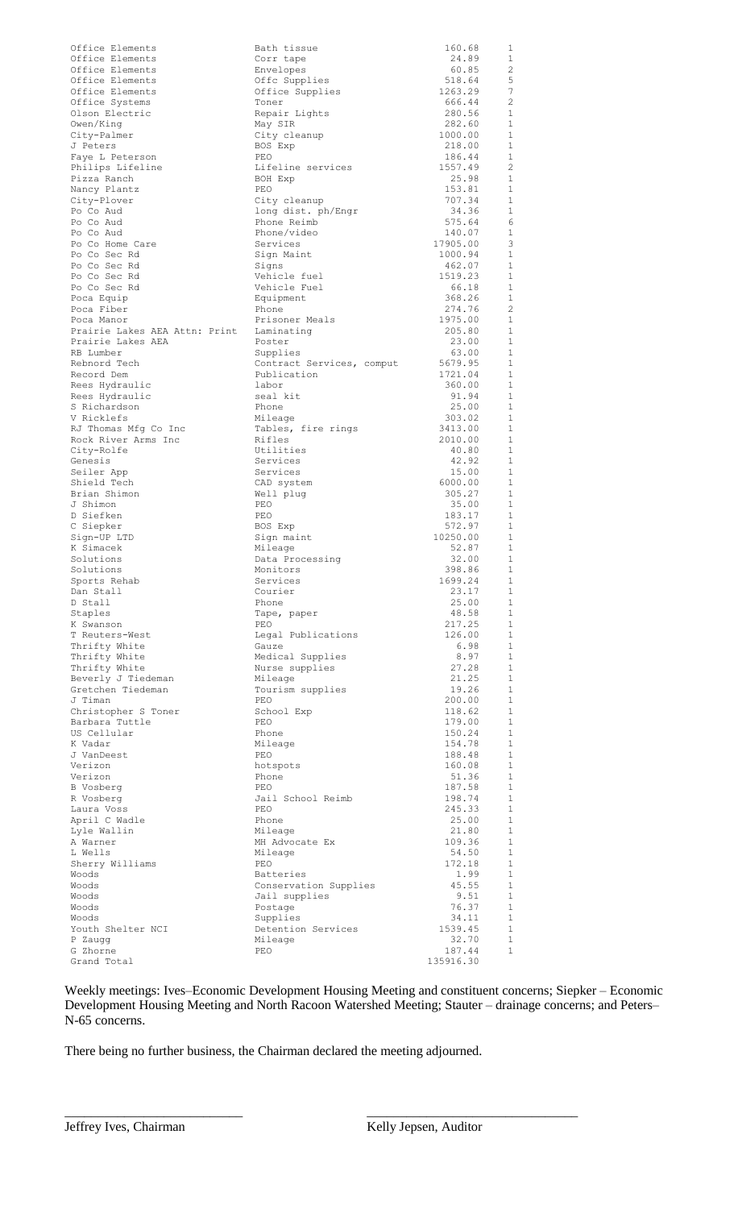| | | | |
|---|---|---|---|
| Office Elements | Bath tissue | 160.68 | 1 |
| Office Elements | Corr tape | 24.89 | 1 |
| Office Elements | Envelopes | 60.85 | 2 |
| Office Elements | Offc Supplies | 518.64 | 5 |
| Office Elements | Office Supplies | 1263.29 | 7 |
| Office Systems | Toner | 666.44 | 2 |
| Olson Electric | Repair Lights | 280.56 | 1 |
| Owen/King | May SIR | 282.60 | 1 |
| City-Palmer | City cleanup | 1000.00 | 1 |
| J Peters | BOS Exp | 218.00 | 1 |
| Faye L Peterson | PEO | 186.44 | 1 |
| Philips Lifeline | Lifeline services | 1557.49 | 2 |
| Pizza Ranch | BOH Exp | 25.98 | 1 |
| Nancy Plantz | PEO | 153.81 | 1 |
| City-Plover | City cleanup | 707.34 | 1 |
| Po Co Aud | long dist. ph/Engr | 34.36 | 1 |
| Po Co Aud | Phone Reimb | 575.64 | 6 |
| Po Co Aud | Phone/video | 140.07 | 1 |
| Po Co Home Care | Services | 17905.00 | 3 |
| Po Co Sec Rd | Sign Maint | 1000.94 | 1 |
| Po Co Sec Rd | Signs | 462.07 | 1 |
| Po Co Sec Rd | Vehicle fuel | 1519.23 | 1 |
| Po Co Sec Rd | Vehicle Fuel | 66.18 | 1 |
| Poca Equip | Equipment | 368.26 | 1 |
| Poca Fiber | Phone | 274.76 | 2 |
| Poca Manor | Prisoner Meals | 1975.00 | 1 |
| Prairie Lakes AEA Attn: Print | Laminating | 205.80 | 1 |
| Prairie Lakes AEA | Poster | 23.00 | 1 |
| RB Lumber | Supplies | 63.00 | 1 |
| Rebnord Tech | Contract Services, comput | 5679.95 | 1 |
| Record Dem | Publication | 1721.04 | 1 |
| Rees Hydraulic | labor | 360.00 | 1 |
| Rees Hydraulic | seal kit | 91.94 | 1 |
| S Richardson | Phone | 25.00 | 1 |
| V Ricklefs | Mileage | 303.02 | 1 |
| RJ Thomas Mfg Co Inc | Tables, fire rings | 3413.00 | 1 |
| Rock River Arms Inc | Rifles | 2010.00 | 1 |
| City-Rolfe | Utilities | 40.80 | 1 |
| Genesis | Services | 42.92 | 1 |
| Seiler App | Services | 15.00 | 1 |
| Shield Tech | CAD system | 6000.00 | 1 |
| Brian Shimon | Well plug | 305.27 | 1 |
| J Shimon | PEO | 35.00 | 1 |
| D Siefken | PEO | 183.17 | 1 |
| C Siepker | BOS Exp | 572.97 | 1 |
| Sign-UP LTD | Sign maint | 10250.00 | 1 |
| K Simacek | Mileage | 52.87 | 1 |
| Solutions | Data Processing | 32.00 | 1 |
| Solutions | Monitors | 398.86 | 1 |
| Sports Rehab | Services | 1699.24 | 1 |
| Dan Stall | Courier | 23.17 | 1 |
| D Stall | Phone | 25.00 | 1 |
| Staples | Tape, paper | 48.58 | 1 |
| K Swanson | PEO | 217.25 | 1 |
| T Reuters-West | Legal Publications | 126.00 | 1 |
| Thrifty White | Gauze | 6.98 | 1 |
| Thrifty White | Medical Supplies | 8.97 | 1 |
| Thrifty White | Nurse supplies | 27.28 | 1 |
| Beverly J Tiedeman | Mileage | 21.25 | 1 |
| Gretchen Tiedeman | Tourism supplies | 19.26 | 1 |
| J Timan | PEO | 200.00 | 1 |
| Christopher S Toner | School Exp | 118.62 | 1 |
| Barbara Tuttle | PEO | 179.00 | 1 |
| US Cellular | Phone | 150.24 | 1 |
| K Vadar | Mileage | 154.78 | 1 |
| J VanDeest | PEO | 188.48 | 1 |
| Verizon | hotspots | 160.08 | 1 |
| Verizon | Phone | 51.36 | 1 |
| B Vosberg | PEO | 187.58 | 1 |
| R Vosberg | Jail School Reimb | 198.74 | 1 |
| Laura Voss | PEO | 245.33 | 1 |
| April C Wadle | Phone | 25.00 | 1 |
| Lyle Wallin | Mileage | 21.80 | 1 |
| A Warner | MH Advocate Ex | 109.36 | 1 |
| L Wells | Mileage | 54.50 | 1 |
| Sherry Williams | PEO | 172.18 | 1 |
| Woods | Batteries | 1.99 | 1 |
| Woods | Conservation Supplies | 45.55 | 1 |
| Woods | Jail supplies | 9.51 | 1 |
| Woods | Postage | 76.37 | 1 |
| Woods | Supplies | 34.11 | 1 |
| Youth Shelter NCI | Detention Services | 1539.45 | 1 |
| P Zaugg | Mileage | 32.70 | 1 |
| G Zhorne | PEO | 187.44 | 1 |
| Grand Total | | 135916.30 | |

Weekly meetings: Ives–Economic Development Housing Meeting and constituent concerns; Siepker – Economic Development Housing Meeting and North Racoon Watershed Meeting; Stauter – drainage concerns; and Peters– N-65 concerns.

There being no further business, the Chairman declared the meeting adjourned.

\_\_\_\_\_\_\_\_\_\_\_\_\_\_\_\_\_\_\_\_\_\_\_\_\_\_\_ \_\_\_\_\_\_\_\_\_\_\_\_\_\_\_\_\_\_\_\_\_\_\_\_\_\_\_\_\_\_\_

Jeffrey Ives, Chairman Kelly Jepsen, Auditor